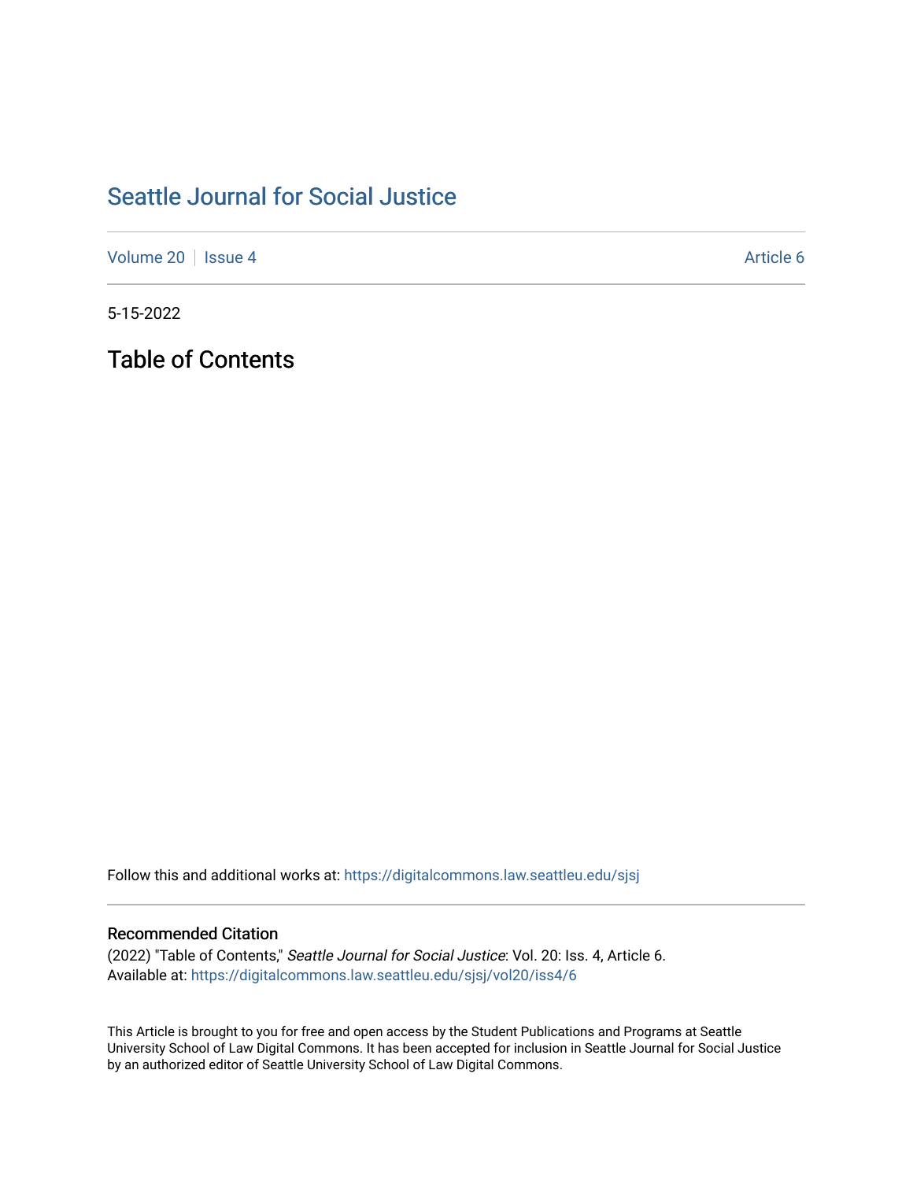# Seattle Journal for Social Justice

Volume 20 | Issue 4 | Article 6

5-15-2022

## Table of Contents

Follow this and additional works at: https://digitalcommons.law.seattleu.edu/sjsj

### Recommended Citation

(2022) "Table of Contents," *Seattle Journal for Social Justice*: Vol. 20: Iss. 4, Article 6.
Available at: https://digitalcommons.law.seattleu.edu/sjsj/vol20/iss4/6

This Article is brought to you for free and open access by the Student Publications and Programs at Seattle University School of Law Digital Commons. It has been accepted for inclusion in Seattle Journal for Social Justice by an authorized editor of Seattle University School of Law Digital Commons.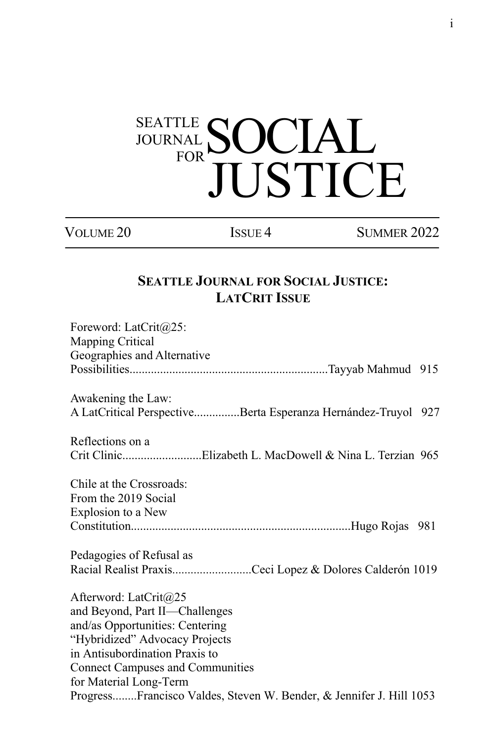# SEATTLE JOURNAL FOR SOCIAL JUSTICE

VOLUME 20 ISSUE 4 SUMMER 2022

## SEATTLE JOURNAL FOR SOCIAL JUSTICE: LATCRIT ISSUE

Foreword: LatCrit@25: Mapping Critical Geographies and Alternative Possibilities................................................................Tayyab Mahmud 915

Awakening the Law: A LatCritical Perspective...............Berta Esperanza Hernández-Truyol 927

Reflections on a Crit Clinic..........................Elizabeth L. MacDowell & Nina L. Terzian 965

Chile at the Crossroads: From the 2019 Social Explosion to a New Constitution.......................................................................Hugo Rojas 981

Pedagogies of Refusal as Racial Realist Praxis..........................Ceci Lopez & Dolores Calderón 1019

Afterword: LatCrit@25 and Beyond, Part II—Challenges and/as Opportunities: Centering "Hybridized" Advocacy Projects in Antisubordination Praxis to Connect Campuses and Communities for Material Long-Term Progress........Francisco Valdes, Steven W. Bender, & Jennifer J. Hill 1053